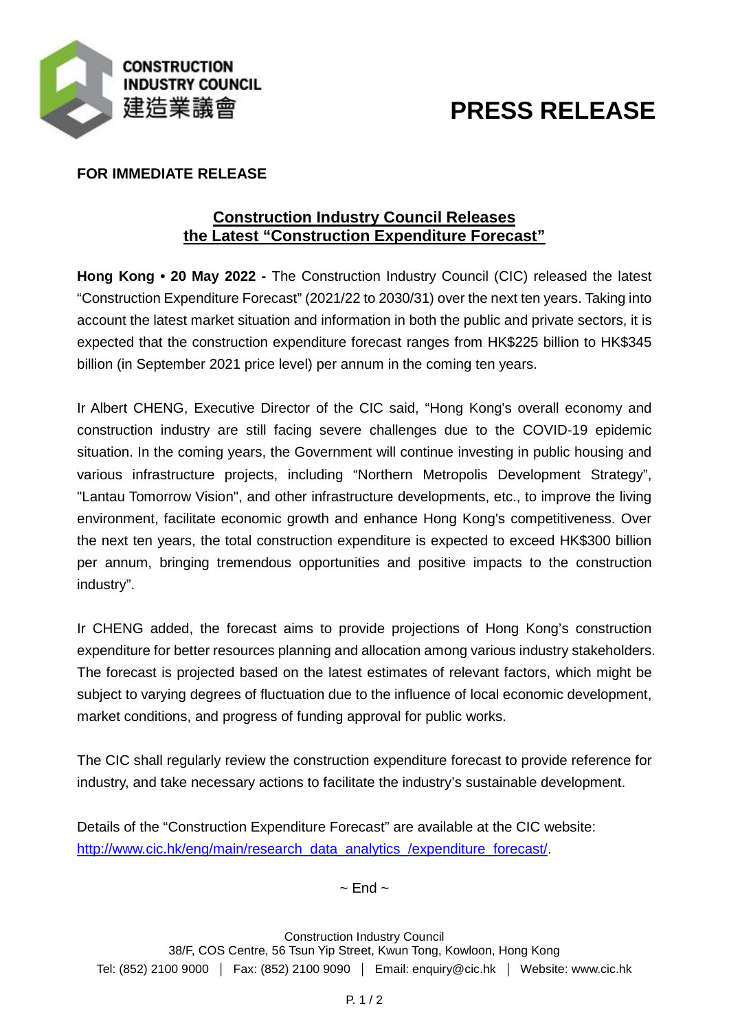**CONSTRUCTION INDUSTRY COUNCIL**
**建造業議會**

# PRESS RELEASE

**FOR IMMEDIATE RELEASE**

## Construction Industry Council Releases the Latest "Construction Expenditure Forecast"

**Hong Kong • 20 May 2022 -** The Construction Industry Council (CIC) released the latest "Construction Expenditure Forecast" (2021/22 to 2030/31) over the next ten years. Taking into account the latest market situation and information in both the public and private sectors, it is expected that the construction expenditure forecast ranges from HK$225 billion to HK$345 billion (in September 2021 price level) per annum in the coming ten years.

Ir Albert CHENG, Executive Director of the CIC said, "Hong Kong's overall economy and construction industry are still facing severe challenges due to the COVID-19 epidemic situation. In the coming years, the Government will continue investing in public housing and various infrastructure projects, including "Northern Metropolis Development Strategy", "Lantau Tomorrow Vision", and other infrastructure developments, etc., to improve the living environment, facilitate economic growth and enhance Hong Kong's competitiveness. Over the next ten years, the total construction expenditure is expected to exceed HK$300 billion per annum, bringing tremendous opportunities and positive impacts to the construction industry".

Ir CHENG added, the forecast aims to provide projections of Hong Kong's construction expenditure for better resources planning and allocation among various industry stakeholders. The forecast is projected based on the latest estimates of relevant factors, which might be subject to varying degrees of fluctuation due to the influence of local economic development, market conditions, and progress of funding approval for public works.

The CIC shall regularly review the construction expenditure forecast to provide reference for industry, and take necessary actions to facilitate the industry's sustainable development.

Details of the "Construction Expenditure Forecast" are available at the CIC website: http://www.cic.hk/eng/main/research_data_analytics_/expenditure_forecast/.

~ End ~

Construction Industry Council
38/F, COS Centre, 56 Tsun Yip Street, Kwun Tong, Kowloon, Hong Kong
Tel: (852) 2100 9000 │ Fax: (852) 2100 9090 │ Email: enquiry@cic.hk │ Website: www.cic.hk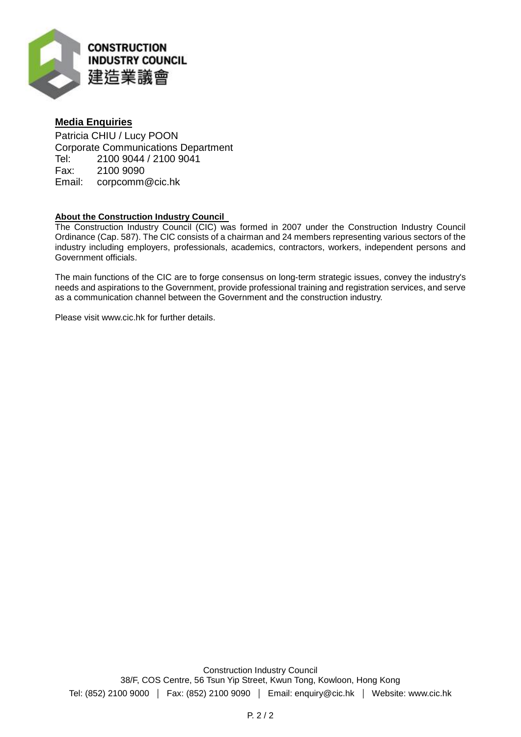**Media Enquiries**

Patricia CHIU / Lucy POON
Corporate Communications Department
Tel: 2100 9044 / 2100 9041
Fax: 2100 9090
Email: corpcomm@cic.hk

**About the Construction Industry Council**

The Construction Industry Council (CIC) was formed in 2007 under the Construction Industry Council Ordinance (Cap. 587). The CIC consists of a chairman and 24 members representing various sectors of the industry including employers, professionals, academics, contractors, workers, independent persons and Government officials.

The main functions of the CIC are to forge consensus on long-term strategic issues, convey the industry's needs and aspirations to the Government, provide professional training and registration services, and serve as a communication channel between the Government and the construction industry.

Please visit www.cic.hk for further details.

Construction Industry Council
38/F, COS Centre, 56 Tsun Yip Street, Kwun Tong, Kowloon, Hong Kong
Tel: (852) 2100 9000 │ Fax: (852) 2100 9090 │ Email: enquiry@cic.hk │ Website: www.cic.hk